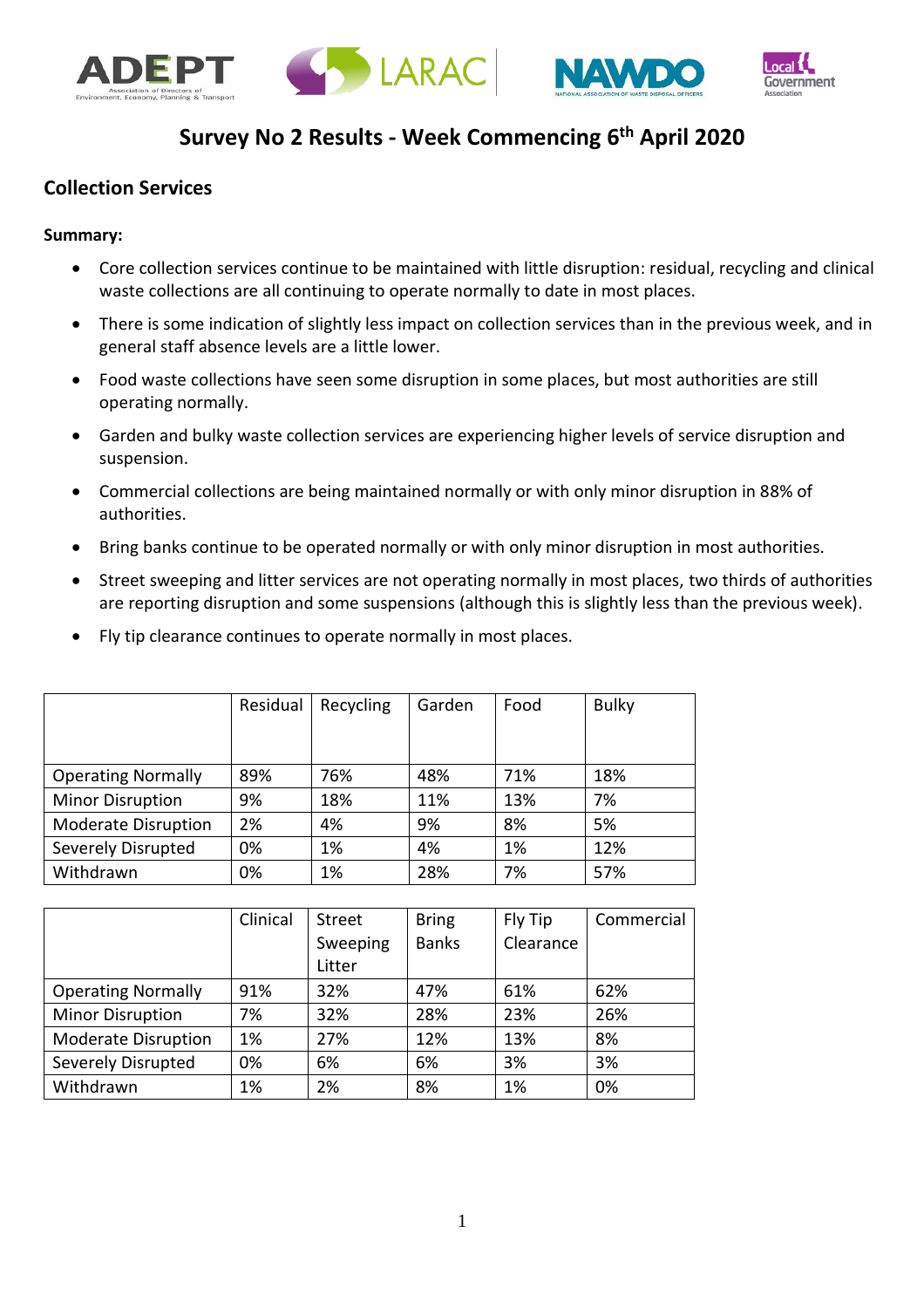# Survey No 2 Results - Week Commencing 6th April 2020

## Collection Services

**Summary:**

- Core collection services continue to be maintained with little disruption: residual, recycling and clinical waste collections are all continuing to operate normally to date in most places.
- There is some indication of slightly less impact on collection services than in the previous week, and in general staff absence levels are a little lower.
- Food waste collections have seen some disruption in some places, but most authorities are still operating normally.
- Garden and bulky waste collection services are experiencing higher levels of service disruption and suspension.
- Commercial collections are being maintained normally or with only minor disruption in 88% of authorities.
- Bring banks continue to be operated normally or with only minor disruption in most authorities.
- Street sweeping and litter services are not operating normally in most places, two thirds of authorities are reporting disruption and some suspensions (although this is slightly less than the previous week).
- Fly tip clearance continues to operate normally in most places.

| | Residual | Recycling | Garden | Food | Bulky |
|---|---|---|---|---|---|
| Operating Normally | 89% | 76% | 48% | 71% | 18% |
| Minor Disruption | 9% | 18% | 11% | 13% | 7% |
| Moderate Disruption | 2% | 4% | 9% | 8% | 5% |
| Severely Disrupted | 0% | 1% | 4% | 1% | 12% |
| Withdrawn | 0% | 1% | 28% | 7% | 57% |

| | Clinical | Street Sweeping Litter | Bring Banks | Fly Tip Clearance | Commercial |
|---|---|---|---|---|---|
| Operating Normally | 91% | 32% | 47% | 61% | 62% |
| Minor Disruption | 7% | 32% | 28% | 23% | 26% |
| Moderate Disruption | 1% | 27% | 12% | 13% | 8% |
| Severely Disrupted | 0% | 6% | 6% | 3% | 3% |
| Withdrawn | 1% | 2% | 8% | 1% | 0% |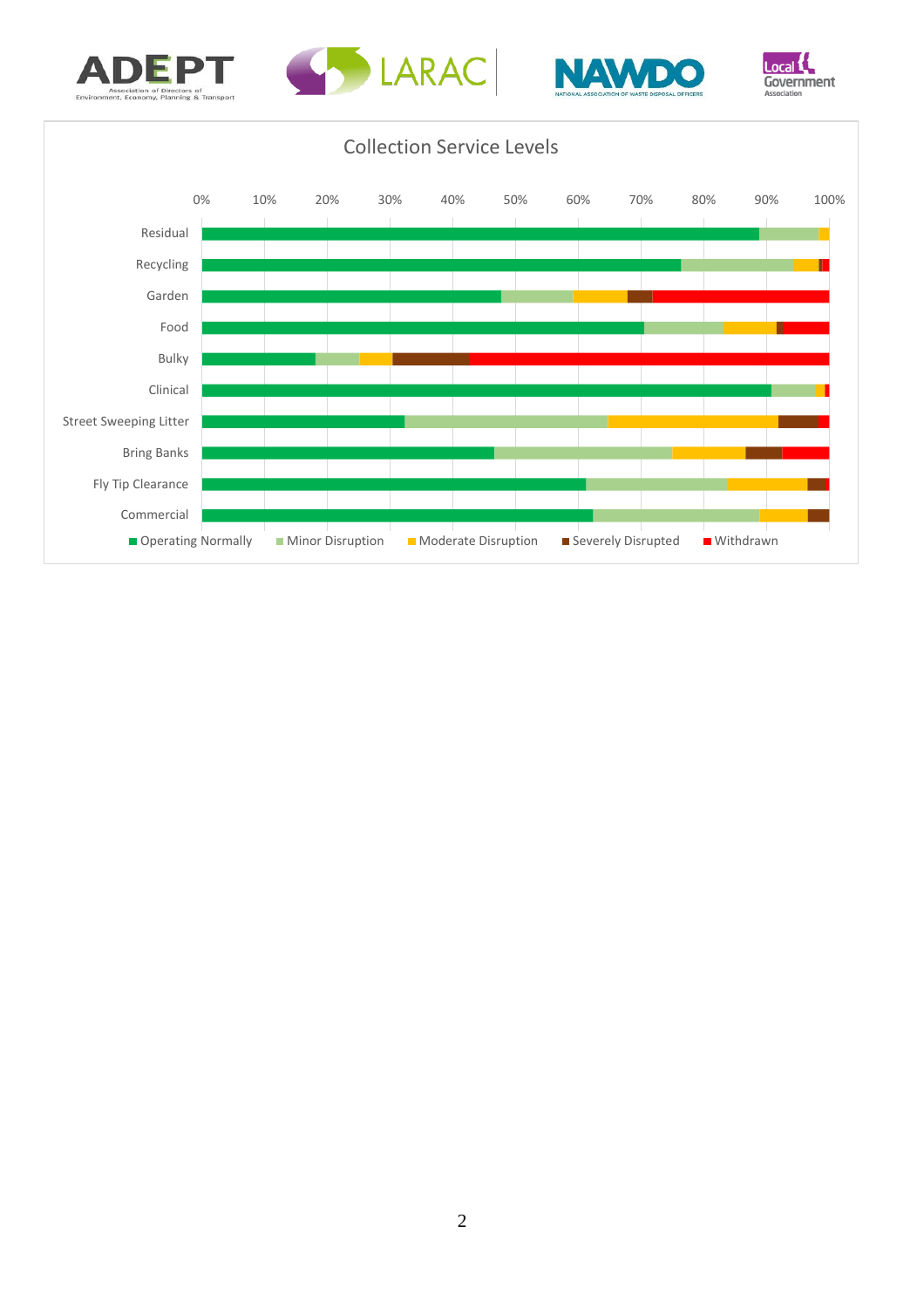## Collection Service Levels

| Service | Operating Normally | Minor Disruption | Moderate Disruption | Severely Disrupted | Withdrawn |
|---|---|---|---|---|---|
| Residual | | | | | |
| Recycling | | | | | |
| Garden | | | | | |
| Food | | | | | |
| Bulky | | | | | |
| Clinical | | | | | |
| Street Sweeping Litter | | | | | |
| Bring Banks | | | | | |
| Fly Tip Clearance | | | | | |
| Commercial | | | | | |

0% 10% 20% 30% 40% 50% 60% 70% 80% 90% 100%

■ Operating Normally ■ Minor Disruption ■ Moderate Disruption ■ Severely Disrupted ■ Withdrawn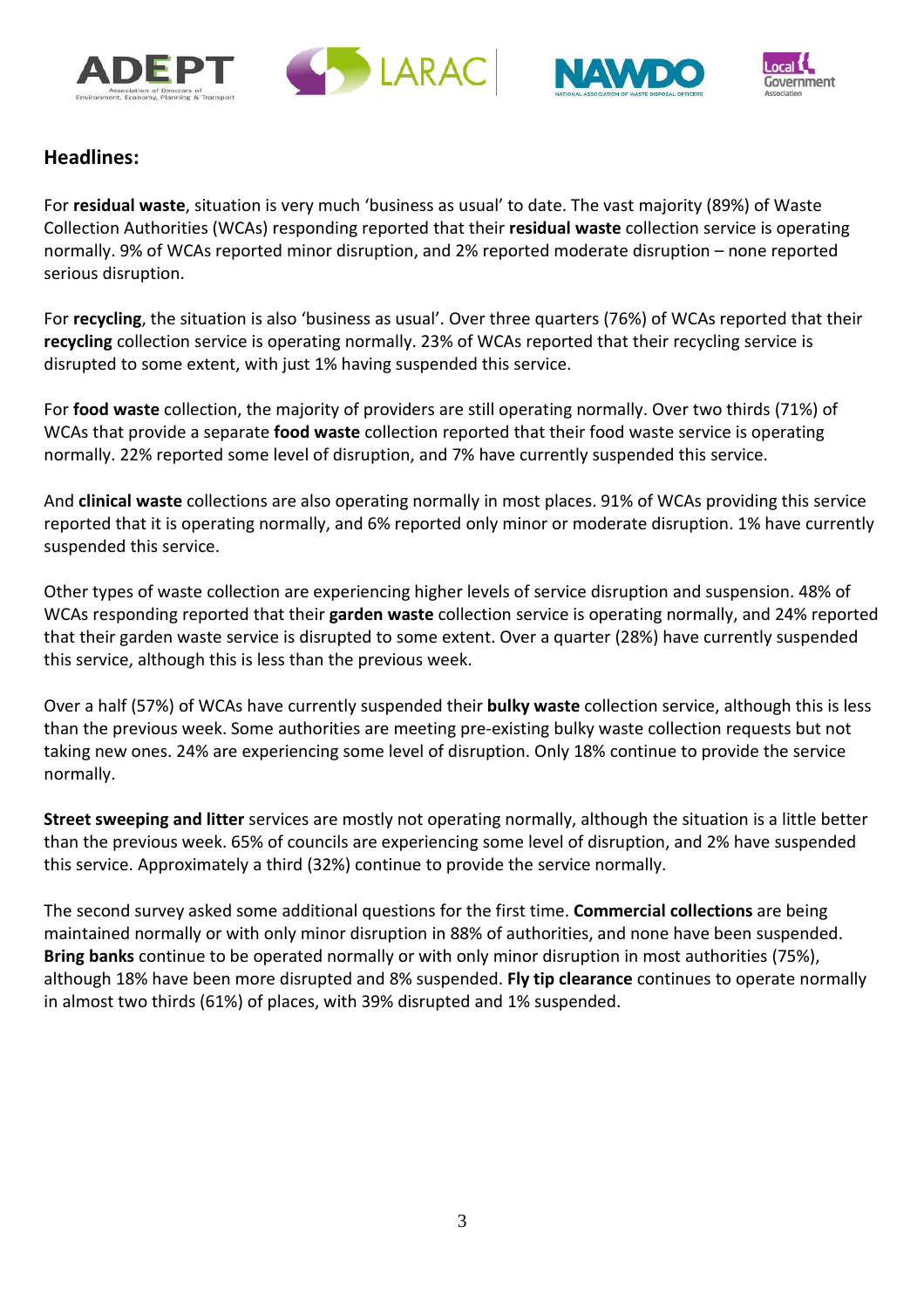## Headlines:

For **residual waste**, situation is very much 'business as usual' to date. The vast majority (89%) of Waste Collection Authorities (WCAs) responding reported that their **residual waste** collection service is operating normally. 9% of WCAs reported minor disruption, and 2% reported moderate disruption – none reported serious disruption.

For **recycling**, the situation is also 'business as usual'. Over three quarters (76%) of WCAs reported that their **recycling** collection service is operating normally. 23% of WCAs reported that their recycling service is disrupted to some extent, with just 1% having suspended this service.

For **food waste** collection, the majority of providers are still operating normally. Over two thirds (71%) of WCAs that provide a separate **food waste** collection reported that their food waste service is operating normally. 22% reported some level of disruption, and 7% have currently suspended this service.

And **clinical waste** collections are also operating normally in most places. 91% of WCAs providing this service reported that it is operating normally, and 6% reported only minor or moderate disruption. 1% have currently suspended this service.

Other types of waste collection are experiencing higher levels of service disruption and suspension. 48% of WCAs responding reported that their **garden waste** collection service is operating normally, and 24% reported that their garden waste service is disrupted to some extent. Over a quarter (28%) have currently suspended this service, although this is less than the previous week.

Over a half (57%) of WCAs have currently suspended their **bulky waste** collection service, although this is less than the previous week. Some authorities are meeting pre-existing bulky waste collection requests but not taking new ones. 24% are experiencing some level of disruption. Only 18% continue to provide the service normally.

**Street sweeping and litter** services are mostly not operating normally, although the situation is a little better than the previous week. 65% of councils are experiencing some level of disruption, and 2% have suspended this service. Approximately a third (32%) continue to provide the service normally.

The second survey asked some additional questions for the first time. **Commercial collections** are being maintained normally or with only minor disruption in 88% of authorities, and none have been suspended. **Bring banks** continue to be operated normally or with only minor disruption in most authorities (75%), although 18% have been more disrupted and 8% suspended. **Fly tip clearance** continues to operate normally in almost two thirds (61%) of places, with 39% disrupted and 1% suspended.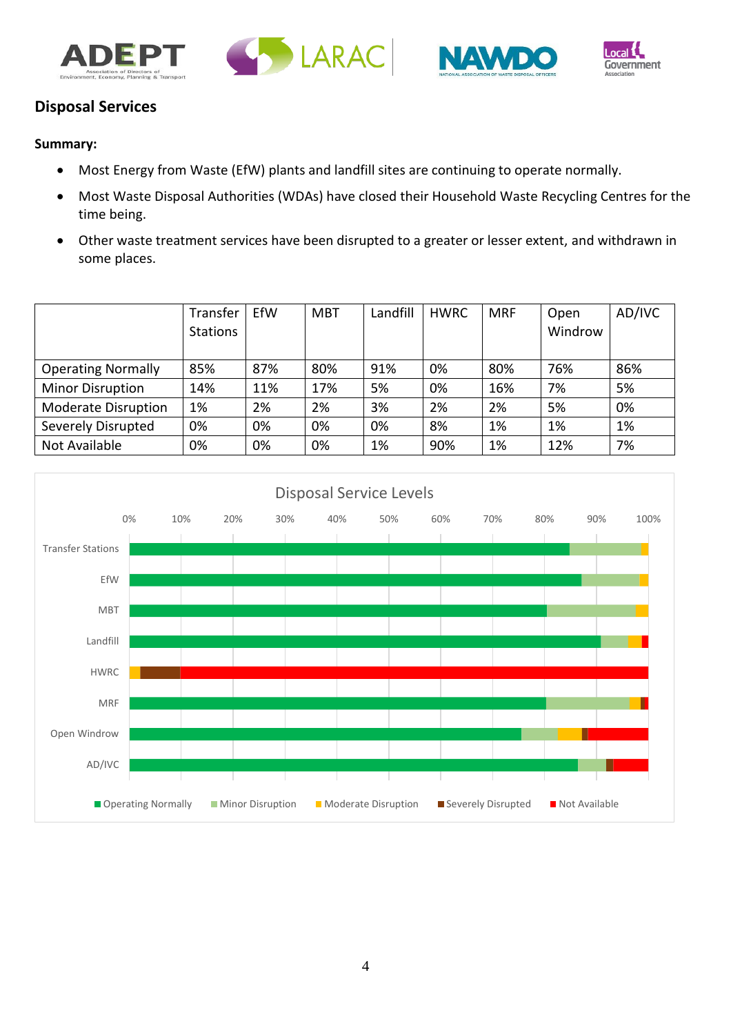## Disposal Services

**Summary:**

- Most Energy from Waste (EfW) plants and landfill sites are continuing to operate normally.
- Most Waste Disposal Authorities (WDAs) have closed their Household Waste Recycling Centres for the time being.
- Other waste treatment services have been disrupted to a greater or lesser extent, and withdrawn in some places.

| | Transfer Stations | EfW | MBT | Landfill | HWRC | MRF | Open Windrow | AD/IVC |
|---|---|---|---|---|---|---|---|---|
| Operating Normally | 85% | 87% | 80% | 91% | 0% | 80% | 76% | 86% |
| Minor Disruption | 14% | 11% | 17% | 5% | 0% | 16% | 7% | 5% |
| Moderate Disruption | 1% | 2% | 2% | 3% | 2% | 2% | 5% | 0% |
| Severely Disrupted | 0% | 0% | 0% | 0% | 8% | 1% | 1% | 1% |
| Not Available | 0% | 0% | 0% | 1% | 90% | 1% | 12% | 7% |

Disposal Service Levels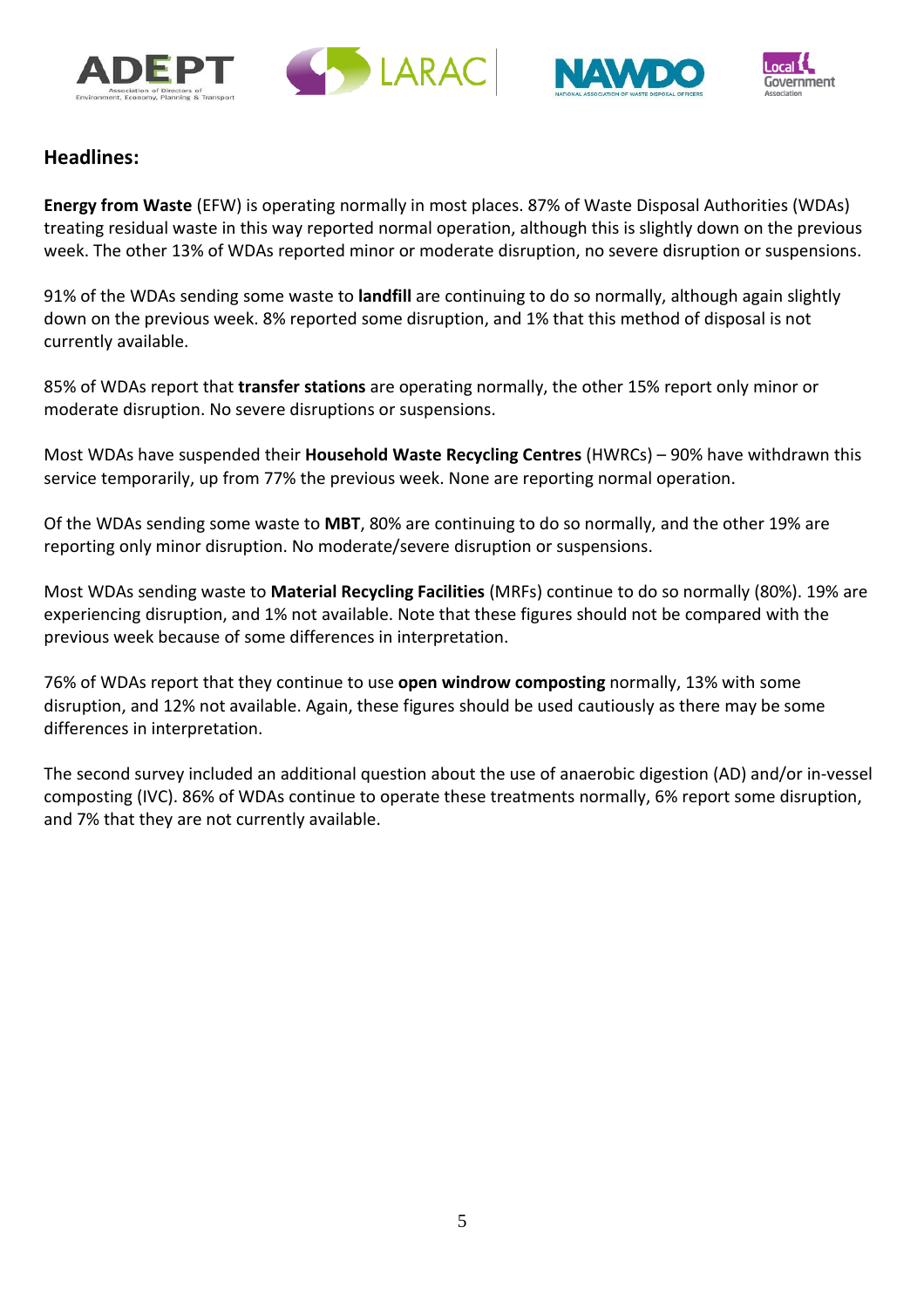## Headlines:

**Energy from Waste** (EFW) is operating normally in most places. 87% of Waste Disposal Authorities (WDAs) treating residual waste in this way reported normal operation, although this is slightly down on the previous week. The other 13% of WDAs reported minor or moderate disruption, no severe disruption or suspensions.

91% of the WDAs sending some waste to **landfill** are continuing to do so normally, although again slightly down on the previous week. 8% reported some disruption, and 1% that this method of disposal is not currently available.

85% of WDAs report that **transfer stations** are operating normally, the other 15% report only minor or moderate disruption. No severe disruptions or suspensions.

Most WDAs have suspended their **Household Waste Recycling Centres** (HWRCs) – 90% have withdrawn this service temporarily, up from 77% the previous week. None are reporting normal operation.

Of the WDAs sending some waste to **MBT**, 80% are continuing to do so normally, and the other 19% are reporting only minor disruption. No moderate/severe disruption or suspensions.

Most WDAs sending waste to **Material Recycling Facilities** (MRFs) continue to do so normally (80%). 19% are experiencing disruption, and 1% not available. Note that these figures should not be compared with the previous week because of some differences in interpretation.

76% of WDAs report that they continue to use **open windrow composting** normally, 13% with some disruption, and 12% not available. Again, these figures should be used cautiously as there may be some differences in interpretation.

The second survey included an additional question about the use of anaerobic digestion (AD) and/or in-vessel composting (IVC). 86% of WDAs continue to operate these treatments normally, 6% report some disruption, and 7% that they are not currently available.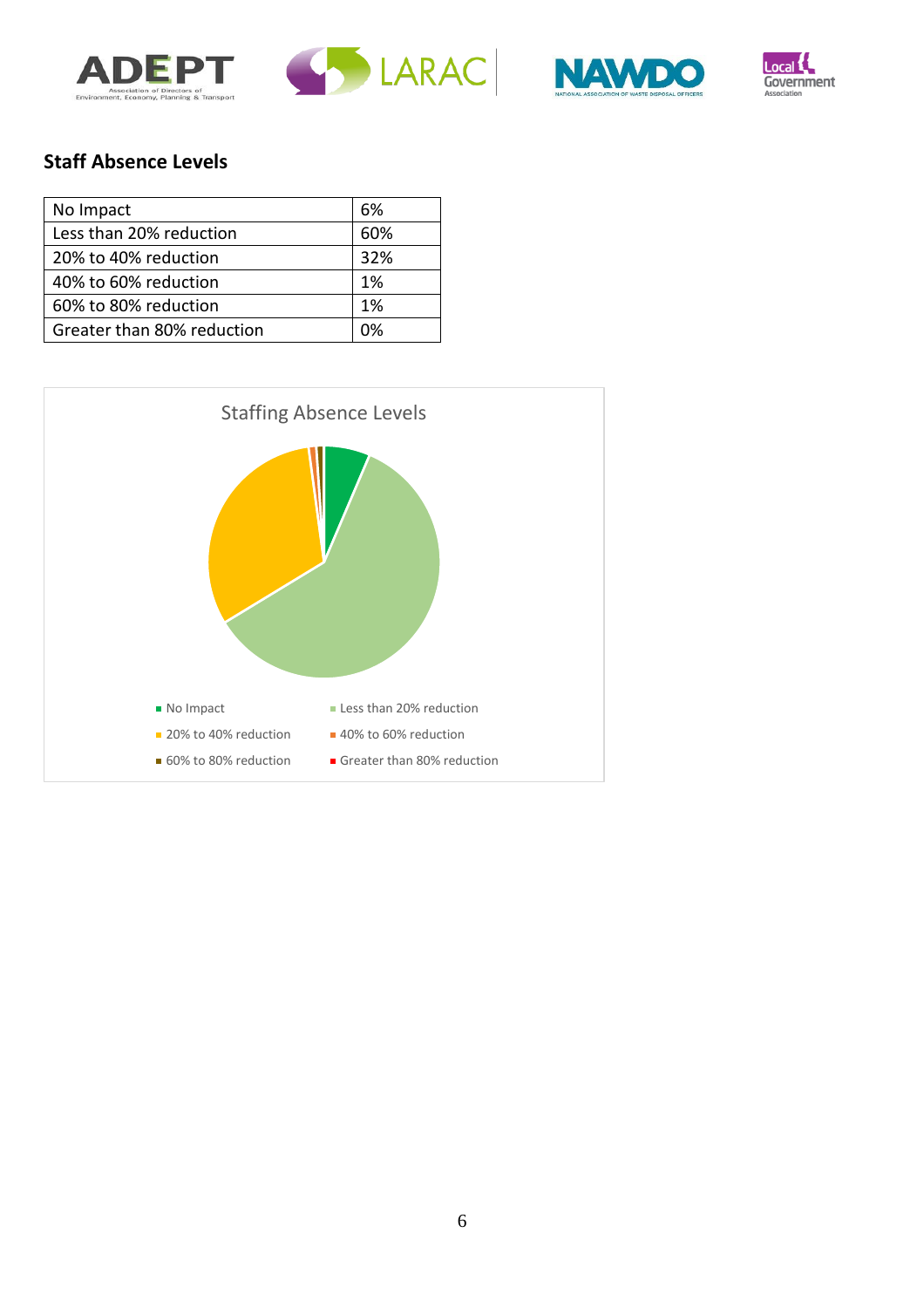## Staff Absence Levels

| No Impact | 6% |
|---|---|
| Less than 20% reduction | 60% |
| 20% to 40% reduction | 32% |
| 40% to 60% reduction | 1% |
| 60% to 80% reduction | 1% |
| Greater than 80% reduction | 0% |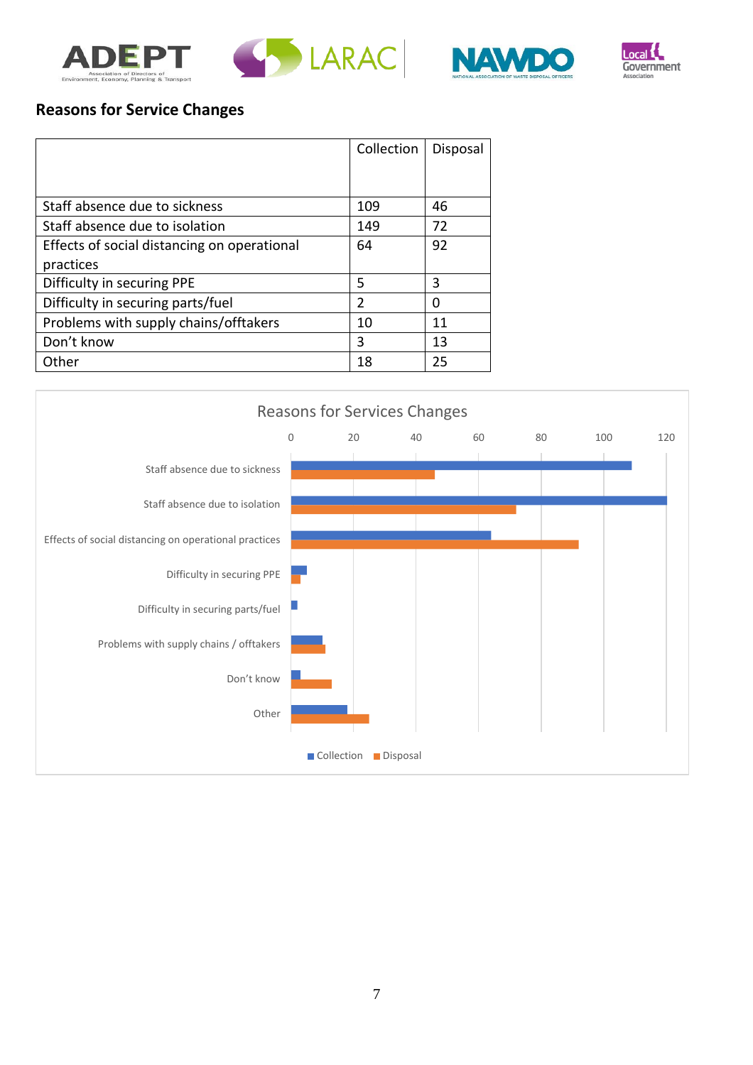## Reasons for Service Changes

| | Collection | Disposal |
|---|---|---|
| Staff absence due to sickness | 109 | 46 |
| Staff absence due to isolation | 149 | 72 |
| Effects of social distancing on operational practices | 64 | 92 |
| Difficulty in securing PPE | 5 | 3 |
| Difficulty in securing parts/fuel | 2 | 0 |
| Problems with supply chains/offtakers | 10 | 11 |
| Don't know | 3 | 13 |
| Other | 18 | 25 |

**Reasons for Services Changes**

| | Collection | Disposal |
|---|---|---|
| Staff absence due to sickness | 109 | 46 |
| Staff absence due to isolation | 149 | 72 |
| Effects of social distancing on operational practices | 64 | 92 |
| Difficulty in securing PPE | 5 | 3 |
| Difficulty in securing parts/fuel | 2 | 0 |
| Problems with supply chains / offtakers | 10 | 11 |
| Don't know | 3 | 13 |
| Other | 18 | 25 |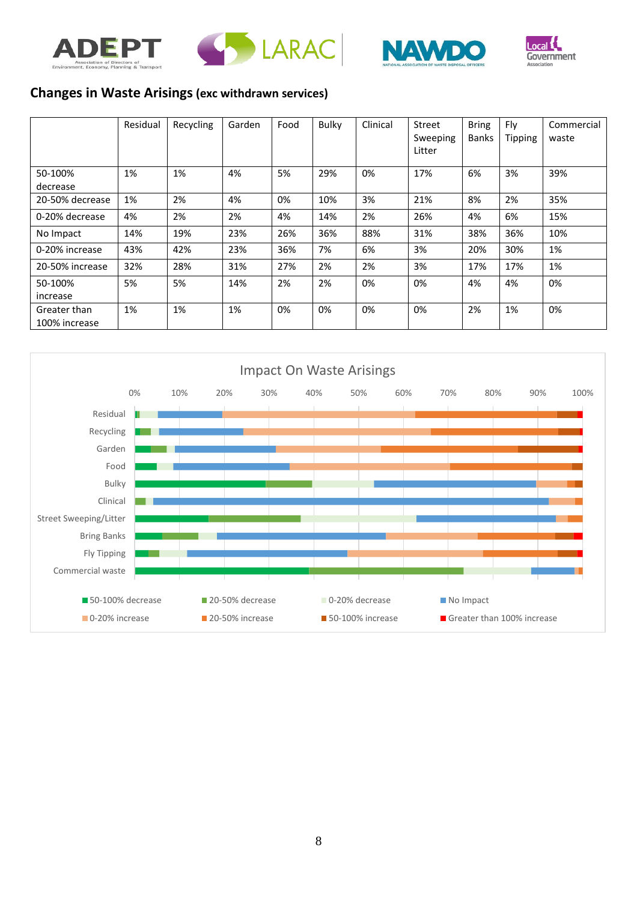## Changes in Waste Arisings (exc withdrawn services)

| | Residual | Recycling | Garden | Food | Bulky | Clinical | Street Sweeping Litter | Bring Banks | Fly Tipping | Commercial waste |
|---|---|---|---|---|---|---|---|---|---|---|
| 50-100% decrease | 1% | 1% | 4% | 5% | 29% | 0% | 17% | 6% | 3% | 39% |
| 20-50% decrease | 1% | 2% | 4% | 0% | 10% | 3% | 21% | 8% | 2% | 35% |
| 0-20% decrease | 4% | 2% | 2% | 4% | 14% | 2% | 26% | 4% | 6% | 15% |
| No Impact | 14% | 19% | 23% | 26% | 36% | 88% | 31% | 38% | 36% | 10% |
| 0-20% increase | 43% | 42% | 23% | 36% | 7% | 6% | 3% | 20% | 30% | 1% |
| 20-50% increase | 32% | 28% | 31% | 27% | 2% | 2% | 3% | 17% | 17% | 1% |
| 50-100% increase | 5% | 5% | 14% | 2% | 2% | 0% | 0% | 4% | 4% | 0% |
| Greater than 100% increase | 1% | 1% | 1% | 0% | 0% | 0% | 0% | 2% | 1% | 0% |

Impact On Waste Arisings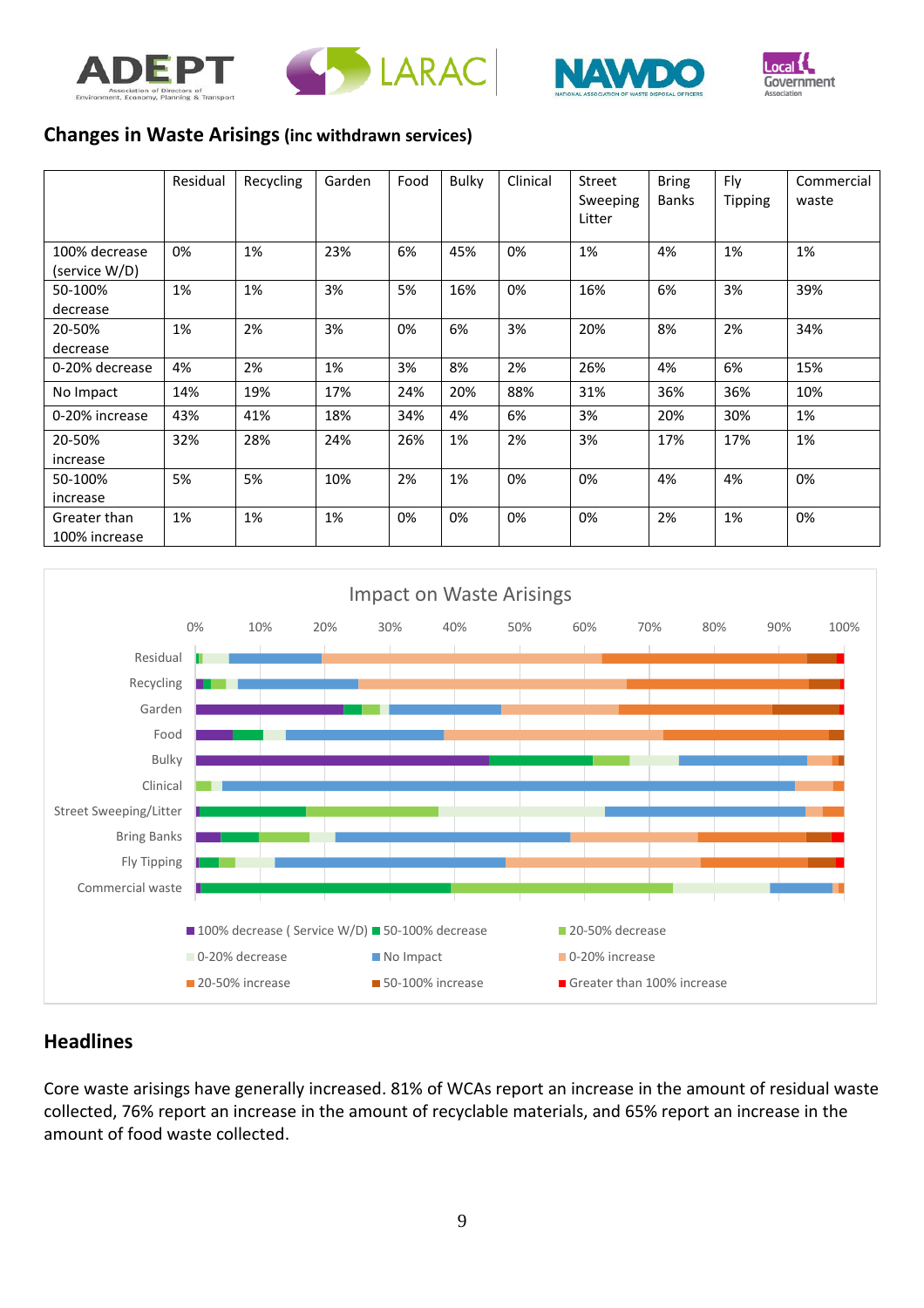## Changes in Waste Arisings (inc withdrawn services)

| | Residual | Recycling | Garden | Food | Bulky | Clinical | Street Sweeping Litter | Bring Banks | Fly Tipping | Commercial waste |
|---|---|---|---|---|---|---|---|---|---|---|
| 100% decrease (service W/D) | 0% | 1% | 23% | 6% | 45% | 0% | 1% | 4% | 1% | 1% |
| 50-100% decrease | 1% | 1% | 3% | 5% | 16% | 0% | 16% | 6% | 3% | 39% |
| 20-50% decrease | 1% | 2% | 3% | 0% | 6% | 3% | 20% | 8% | 2% | 34% |
| 0-20% decrease | 4% | 2% | 1% | 3% | 8% | 2% | 26% | 4% | 6% | 15% |
| No Impact | 14% | 19% | 17% | 24% | 20% | 88% | 31% | 36% | 36% | 10% |
| 0-20% increase | 43% | 41% | 18% | 34% | 4% | 6% | 3% | 20% | 30% | 1% |
| 20-50% increase | 32% | 28% | 24% | 26% | 1% | 2% | 3% | 17% | 17% | 1% |
| 50-100% increase | 5% | 5% | 10% | 2% | 1% | 0% | 0% | 4% | 4% | 0% |
| Greater than 100% increase | 1% | 1% | 1% | 0% | 0% | 0% | 0% | 2% | 1% | 0% |

Impact on Waste Arisings

## Headlines

Core waste arisings have generally increased. 81% of WCAs report an increase in the amount of residual waste collected, 76% report an increase in the amount of recyclable materials, and 65% report an increase in the amount of food waste collected.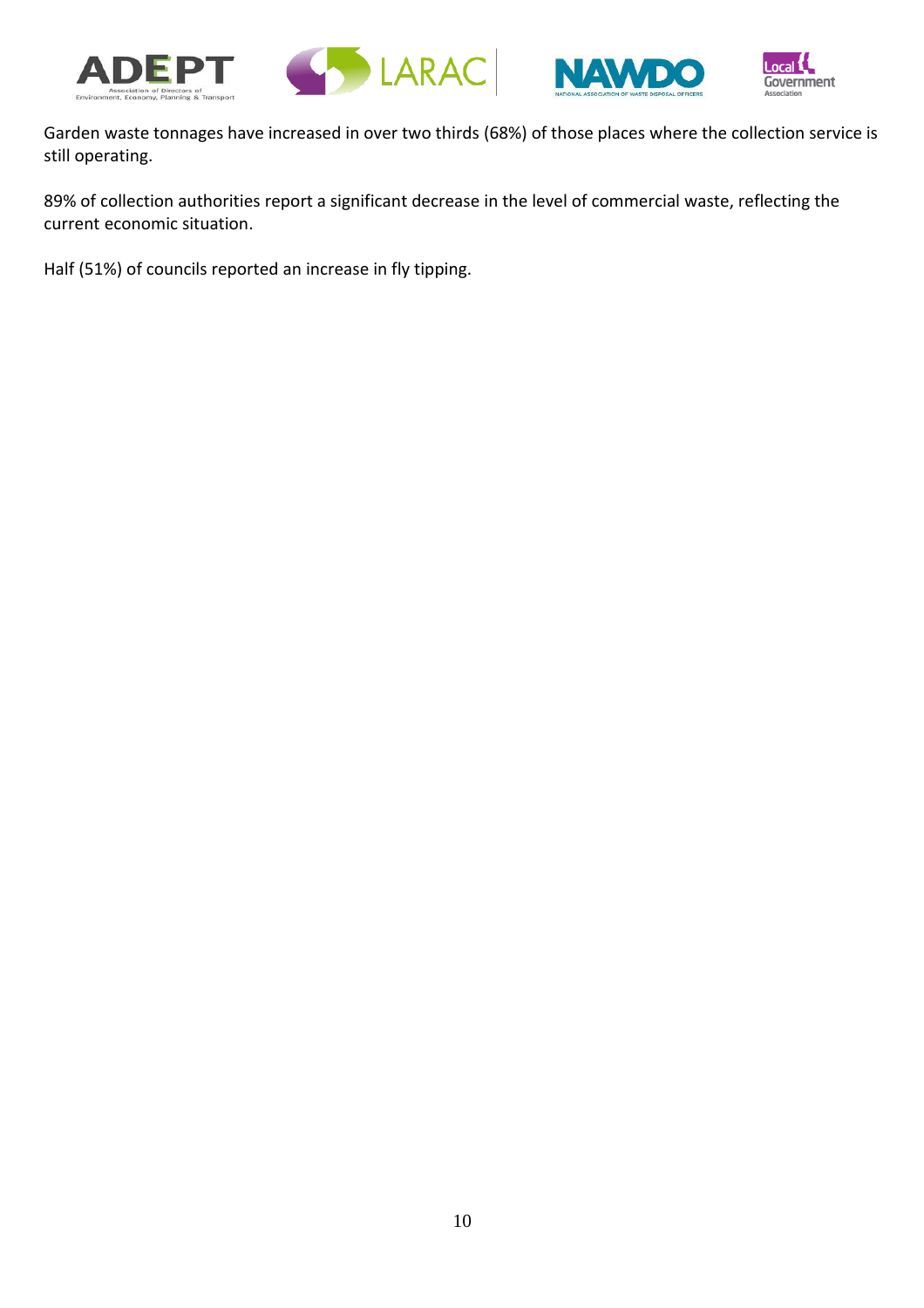Garden waste tonnages have increased in over two thirds (68%) of those places where the collection service is still operating.

89% of collection authorities report a significant decrease in the level of commercial waste, reflecting the current economic situation.

Half (51%) of councils reported an increase in fly tipping.